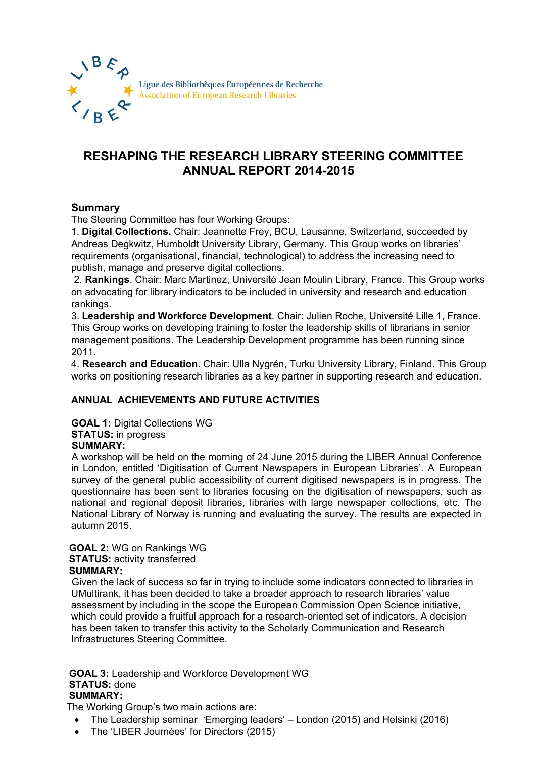Ligue des Bibliothèques Européennes de Recherche
Association of European Research Libraries

# RESHAPING THE RESEARCH LIBRARY STEERING COMMITTEE ANNUAL REPORT 2014-2015

## Summary

The Steering Committee has four Working Groups:

1. **Digital Collections.** Chair: Jeannette Frey, BCU, Lausanne, Switzerland, succeeded by Andreas Degkwitz, Humboldt University Library, Germany. This Group works on libraries' requirements (organisational, financial, technological) to address the increasing need to publish, manage and preserve digital collections.
2. **Rankings**. Chair: Marc Martinez, Université Jean Moulin Library, France. This Group works on advocating for library indicators to be included in university and research and education rankings.
3. **Leadership and Workforce Development**. Chair: Julien Roche, Université Lille 1, France. This Group works on developing training to foster the leadership skills of librarians in senior management positions. The Leadership Development programme has been running since 2011.
4. **Research and Education**. Chair: Ulla Nygrén, Turku University Library, Finland. This Group works on positioning research libraries as a key partner in supporting research and education.

## ANNUAL ACHIEVEMENTS AND FUTURE ACTIVITIES

**GOAL 1:** Digital Collections WG
**STATUS:** in progress
**SUMMARY:**
A workshop will be held on the morning of 24 June 2015 during the LIBER Annual Conference in London, entitled 'Digitisation of Current Newspapers in European Libraries'. A European survey of the general public accessibility of current digitised newspapers is in progress. The questionnaire has been sent to libraries focusing on the digitisation of newspapers, such as national and regional deposit libraries, libraries with large newspaper collections, etc. The National Library of Norway is running and evaluating the survey. The results are expected in autumn 2015.

**GOAL 2:** WG on Rankings WG
**STATUS:** activity transferred
**SUMMARY:**
Given the lack of success so far in trying to include some indicators connected to libraries in UMultirank, it has been decided to take a broader approach to research libraries' value assessment by including in the scope the European Commission Open Science initiative, which could provide a fruitful approach for a research-oriented set of indicators. A decision has been taken to transfer this activity to the Scholarly Communication and Research Infrastructures Steering Committee.

**GOAL 3:** Leadership and Workforce Development WG
**STATUS:** done
**SUMMARY:**
The Working Group's two main actions are:

- The Leadership seminar 'Emerging leaders' – London (2015) and Helsinki (2016)
- The 'LIBER Journées' for Directors (2015)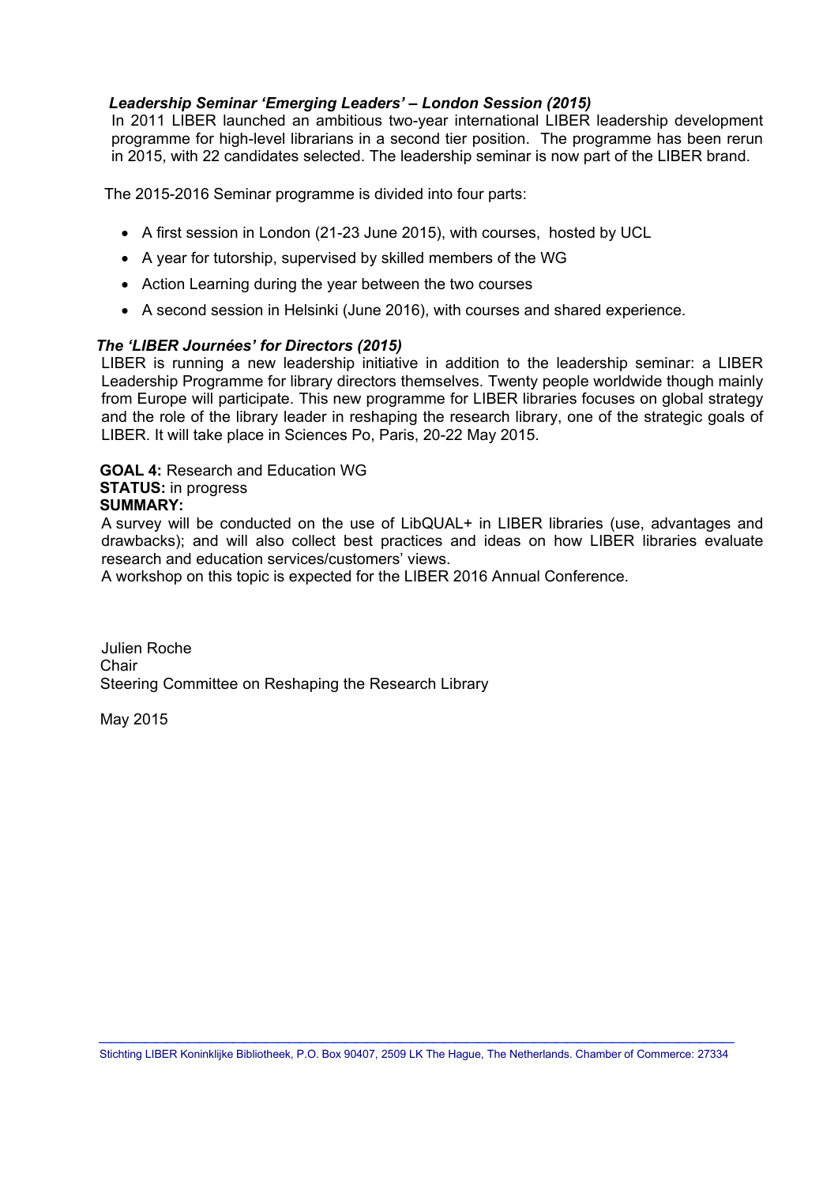***Leadership Seminar 'Emerging Leaders' – London Session (2015)***

In 2011 LIBER launched an ambitious two-year international LIBER leadership development programme for high-level librarians in a second tier position. The programme has been rerun in 2015, with 22 candidates selected. The leadership seminar is now part of the LIBER brand.

The 2015-2016 Seminar programme is divided into four parts:

- A first session in London (21-23 June 2015), with courses, hosted by UCL
- A year for tutorship, supervised by skilled members of the WG
- Action Learning during the year between the two courses
- A second session in Helsinki (June 2016), with courses and shared experience.

***The 'LIBER Journées' for Directors (2015)***

LIBER is running a new leadership initiative in addition to the leadership seminar: a LIBER Leadership Programme for library directors themselves. Twenty people worldwide though mainly from Europe will participate. This new programme for LIBER libraries focuses on global strategy and the role of the library leader in reshaping the research library, one of the strategic goals of LIBER. It will take place in Sciences Po, Paris, 20-22 May 2015.

**GOAL 4:** Research and Education WG
**STATUS:** in progress
**SUMMARY:**

A survey will be conducted on the use of LibQUAL+ in LIBER libraries (use, advantages and drawbacks); and will also collect best practices and ideas on how LIBER libraries evaluate research and education services/customers' views.

A workshop on this topic is expected for the LIBER 2016 Annual Conference.

Julien Roche
Chair
Steering Committee on Reshaping the Research Library

May 2015